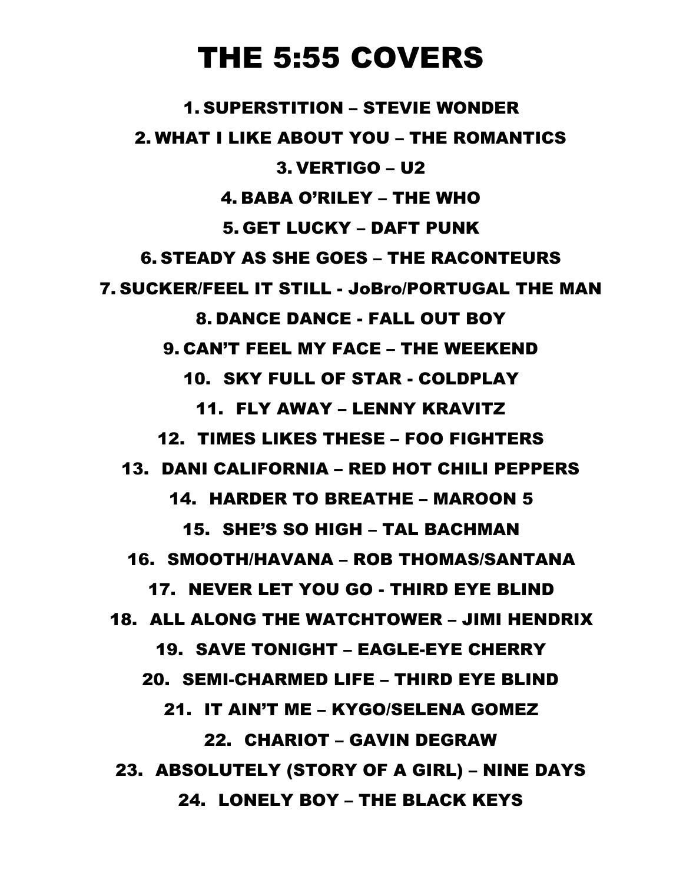# THE 5:55 COVERS

1. SUPERSTITION – STEVIE WONDER
2. WHAT I LIKE ABOUT YOU – THE ROMANTICS
3. VERTIGO – U2
4. BABA O'RILEY – THE WHO
5. GET LUCKY – DAFT PUNK
6. STEADY AS SHE GOES – THE RACONTEURS
7. SUCKER/FEEL IT STILL - JoBro/PORTUGAL THE MAN
8. DANCE DANCE - FALL OUT BOY
9. CAN'T FEEL MY FACE – THE WEEKEND
10. SKY FULL OF STAR - COLDPLAY
11. FLY AWAY – LENNY KRAVITZ
12. TIMES LIKES THESE – FOO FIGHTERS
13. DANI CALIFORNIA – RED HOT CHILI PEPPERS
14. HARDER TO BREATHE – MAROON 5
15. SHE'S SO HIGH – TAL BACHMAN
16. SMOOTH/HAVANA – ROB THOMAS/SANTANA
17. NEVER LET YOU GO - THIRD EYE BLIND
18. ALL ALONG THE WATCHTOWER – JIMI HENDRIX
19. SAVE TONIGHT – EAGLE-EYE CHERRY
20. SEMI-CHARMED LIFE – THIRD EYE BLIND
21. IT AIN'T ME – KYGO/SELENA GOMEZ
22. CHARIOT – GAVIN DEGRAW
23. ABSOLUTELY (STORY OF A GIRL) – NINE DAYS
24. LONELY BOY – THE BLACK KEYS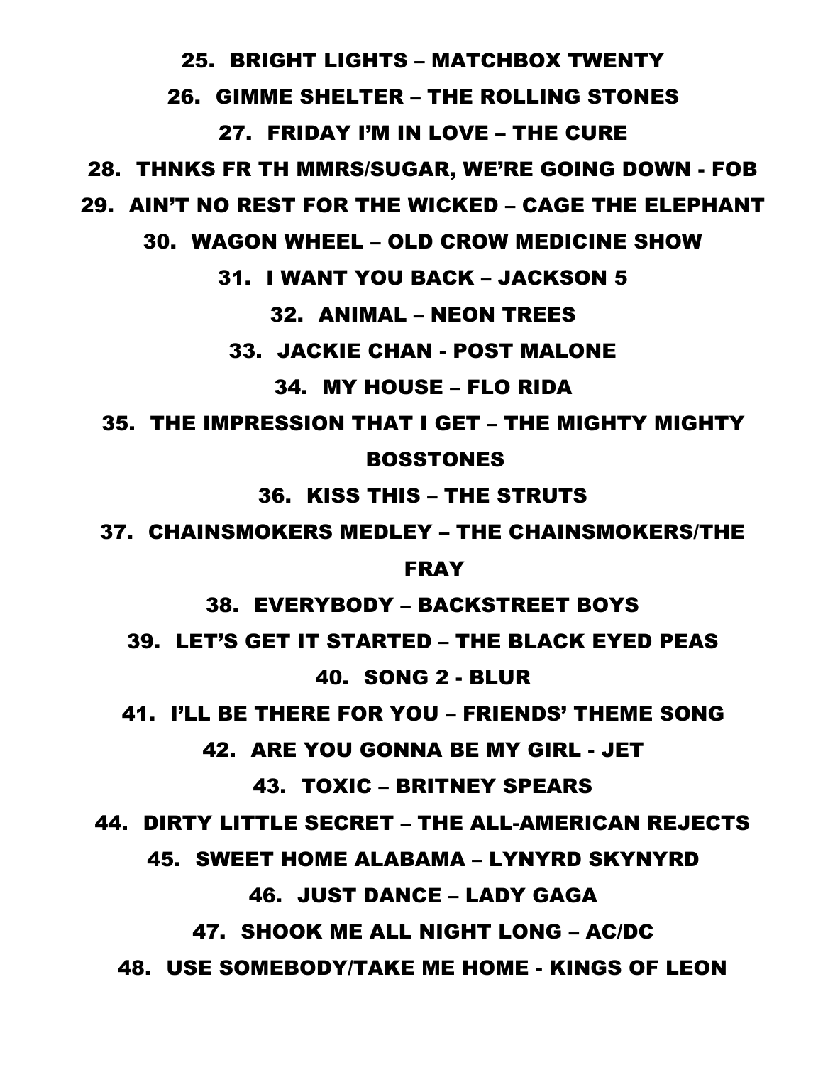25. BRIGHT LIGHTS – MATCHBOX TWENTY
26. GIMME SHELTER – THE ROLLING STONES
27. FRIDAY I'M IN LOVE – THE CURE
28. THNKS FR TH MMRS/SUGAR, WE'RE GOING DOWN - FOB
29. AIN'T NO REST FOR THE WICKED – CAGE THE ELEPHANT
30. WAGON WHEEL – OLD CROW MEDICINE SHOW
31. I WANT YOU BACK – JACKSON 5
32. ANIMAL – NEON TREES
33. JACKIE CHAN - POST MALONE
34. MY HOUSE – FLO RIDA
35. THE IMPRESSION THAT I GET – THE MIGHTY MIGHTY BOSSTONES
36. KISS THIS – THE STRUTS
37. CHAINSMOKERS MEDLEY – THE CHAINSMOKERS/THE FRAY
38. EVERYBODY – BACKSTREET BOYS
39. LET'S GET IT STARTED – THE BLACK EYED PEAS
40. SONG 2 - BLUR
41. I'LL BE THERE FOR YOU – FRIENDS' THEME SONG
42. ARE YOU GONNA BE MY GIRL - JET
43. TOXIC – BRITNEY SPEARS
44. DIRTY LITTLE SECRET – THE ALL-AMERICAN REJECTS
45. SWEET HOME ALABAMA – LYNYRD SKYNYRD
46. JUST DANCE – LADY GAGA
47. SHOOK ME ALL NIGHT LONG – AC/DC
48. USE SOMEBODY/TAKE ME HOME - KINGS OF LEON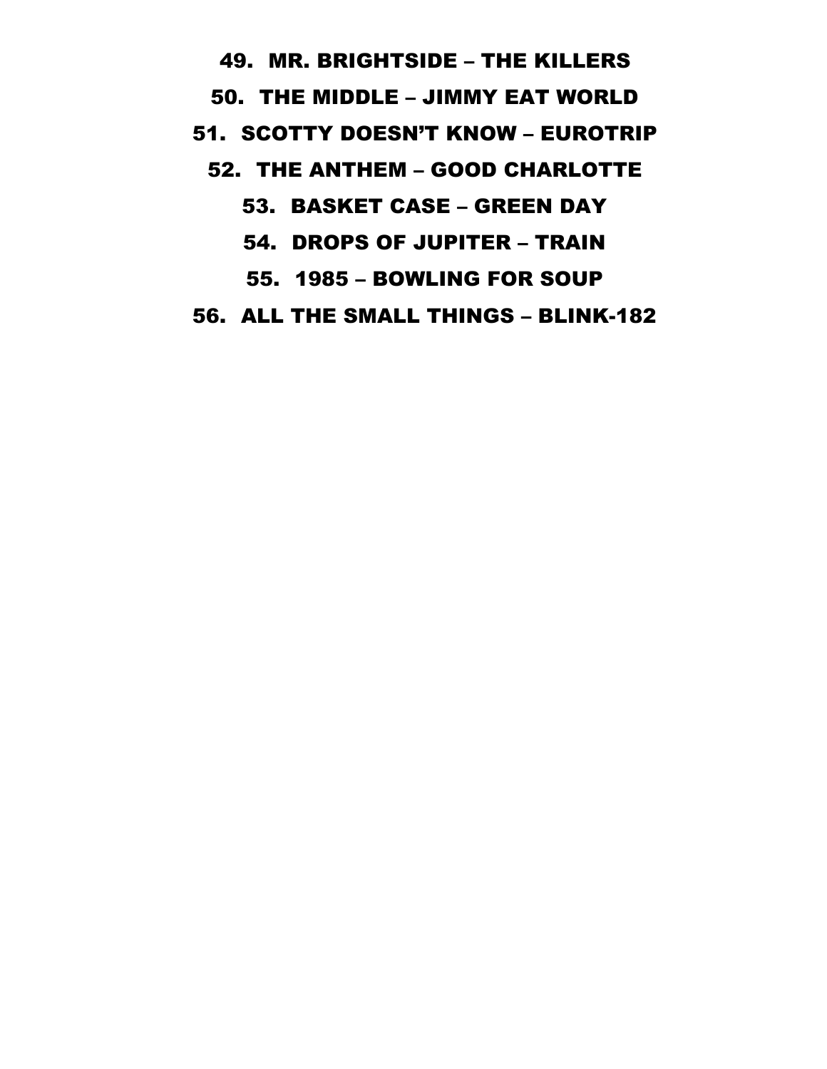49. MR. BRIGHTSIDE – THE KILLERS
50. THE MIDDLE – JIMMY EAT WORLD
51. SCOTTY DOESN'T KNOW – EUROTRIP
52. THE ANTHEM – GOOD CHARLOTTE
53. BASKET CASE – GREEN DAY
54. DROPS OF JUPITER – TRAIN
55. 1985 – BOWLING FOR SOUP
56. ALL THE SMALL THINGS – BLINK-182